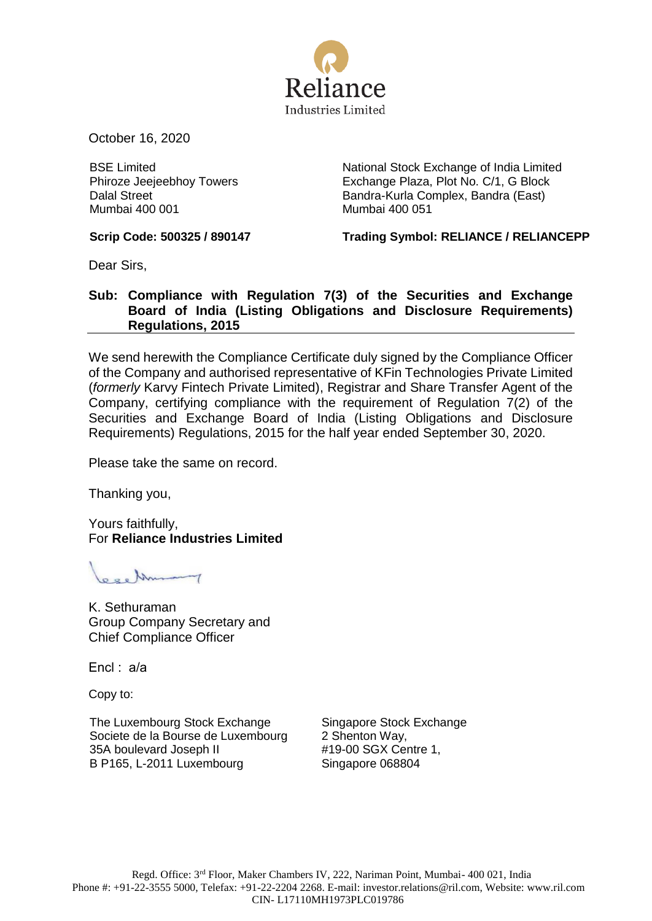Reliance
Industries Limited

October 16, 2020

| BSE Limited<br>Phiroze Jeejeebhoy Towers<br>Dalal Street<br>Mumbai 400 001 | National Stock Exchange of India Limited<br>Exchange Plaza, Plot No. C/1, G Block<br>Bandra-Kurla Complex, Bandra (East)<br>Mumbai 400 051 |
|---|---|
| **Scrip Code: 500325 / 890147** | **Trading Symbol: RELIANCE / RELIANCEPP** |

Dear Sirs,

**Sub: Compliance with Regulation 7(3) of the Securities and Exchange Board of India (Listing Obligations and Disclosure Requirements) Regulations, 2015**

We send herewith the Compliance Certificate duly signed by the Compliance Officer of the Company and authorised representative of KFin Technologies Private Limited (*formerly* Karvy Fintech Private Limited), Registrar and Share Transfer Agent of the Company, certifying compliance with the requirement of Regulation 7(2) of the Securities and Exchange Board of India (Listing Obligations and Disclosure Requirements) Regulations, 2015 for the half year ended September 30, 2020.

Please take the same on record.

Thanking you,

Yours faithfully,
For **Reliance Industries Limited**

K. Sethuraman
Group Company Secretary and
Chief Compliance Officer

Encl : a/a

Copy to:

| The Luxembourg Stock Exchange<br>Societe de la Bourse de Luxembourg<br>35A boulevard Joseph II<br>B P165, L-2011 Luxembourg | Singapore Stock Exchange<br>2 Shenton Way,<br>#19-00 SGX Centre 1,<br>Singapore 068804 |
|---|---|

Regd. Office: 3rd Floor, Maker Chambers IV, 222, Nariman Point, Mumbai- 400 021, India
Phone #: +91-22-3555 5000, Telefax: +91-22-2204 2268. E-mail: investor.relations@ril.com, Website: www.ril.com
CIN- L17110MH1973PLC019786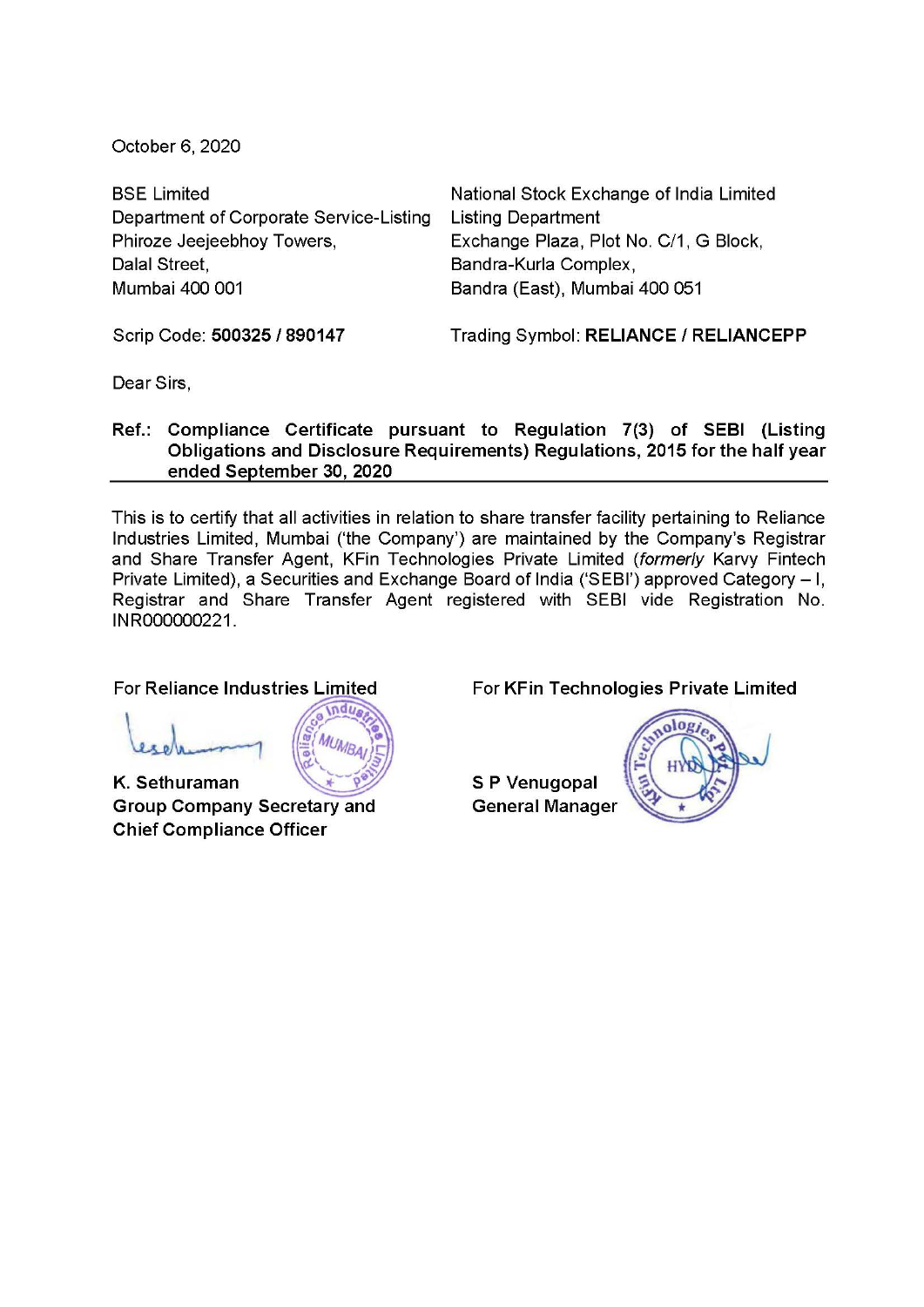October 6, 2020

BSE Limited
Department of Corporate Service-Listing
Phiroze Jeejeebhoy Towers,
Dalal Street,
Mumbai 400 001

National Stock Exchange of India Limited
Listing Department
Exchange Plaza, Plot No. C/1, G Block,
Bandra-Kurla Complex,
Bandra (East), Mumbai 400 051

Scrip Code: **500325 / 890147**

Trading Symbol: **RELIANCE / RELIANCEPP**

Dear Sirs,

**Ref.: Compliance Certificate pursuant to Regulation 7(3) of SEBI (Listing Obligations and Disclosure Requirements) Regulations, 2015 for the half year ended September 30, 2020**

This is to certify that all activities in relation to share transfer facility pertaining to Reliance Industries Limited, Mumbai ('the Company') are maintained by the Company's Registrar and Share Transfer Agent, KFin Technologies Private Limited (*formerly* Karvy Fintech Private Limited), a Securities and Exchange Board of India ('SEBI') approved Category – I, Registrar and Share Transfer Agent registered with SEBI vide Registration No. INR000000221.

For **Reliance Industries Limited**

**K. Sethuraman**
**Group Company Secretary and**
**Chief Compliance Officer**

For **KFin Technologies Private Limited**

**S P Venugopal**
**General Manager**